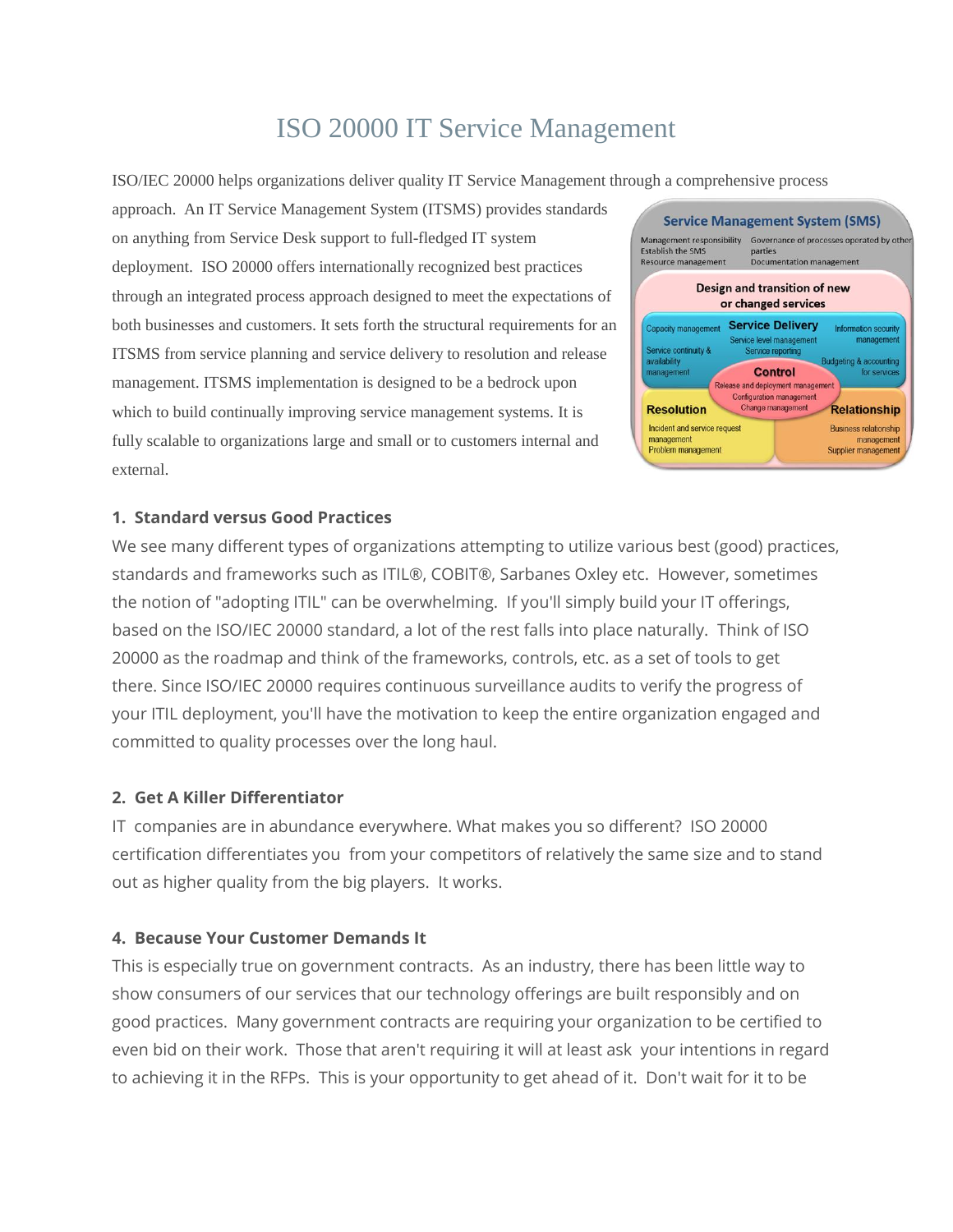# ISO 20000 IT Service Management

ISO/IEC 20000 helps organizations deliver quality IT Service Management through a comprehensive process approach. An IT Service Management System (ITSMS) provides standards on anything from Service Desk support to full-fledged IT system deployment. ISO 20000 offers internationally recognized best practices through an integrated process approach designed to meet the expectations of both businesses and customers. It sets forth the structural requirements for an ITSMS from service planning and service delivery to resolution and release management. ITSMS implementation is designed to be a bedrock upon which to build continually improving service management systems. It is fully scalable to organizations large and small or to customers internal and external.

### 1. Standard versus Good Practices

We see many different types of organizations attempting to utilize various best (good) practices, standards and frameworks such as ITIL®, COBIT®, Sarbanes Oxley etc. However, sometimes the notion of "adopting ITIL" can be overwhelming. If you'll simply build your IT offerings, based on the ISO/IEC 20000 standard, a lot of the rest falls into place naturally. Think of ISO 20000 as the roadmap and think of the frameworks, controls, etc. as a set of tools to get there. Since ISO/IEC 20000 requires continuous surveillance audits to verify the progress of your ITIL deployment, you'll have the motivation to keep the entire organization engaged and committed to quality processes over the long haul.

### 2. Get A Killer Differentiator

IT companies are in abundance everywhere. What makes you so different? ISO 20000 certification differentiates you from your competitors of relatively the same size and to stand out as higher quality from the big players. It works.

### 4. Because Your Customer Demands It

This is especially true on government contracts. As an industry, there has been little way to show consumers of our services that our technology offerings are built responsibly and on good practices. Many government contracts are requiring your organization to be certified to even bid on their work. Those that aren't requiring it will at least ask your intentions in regard to achieving it in the RFPs. This is your opportunity to get ahead of it. Don't wait for it to be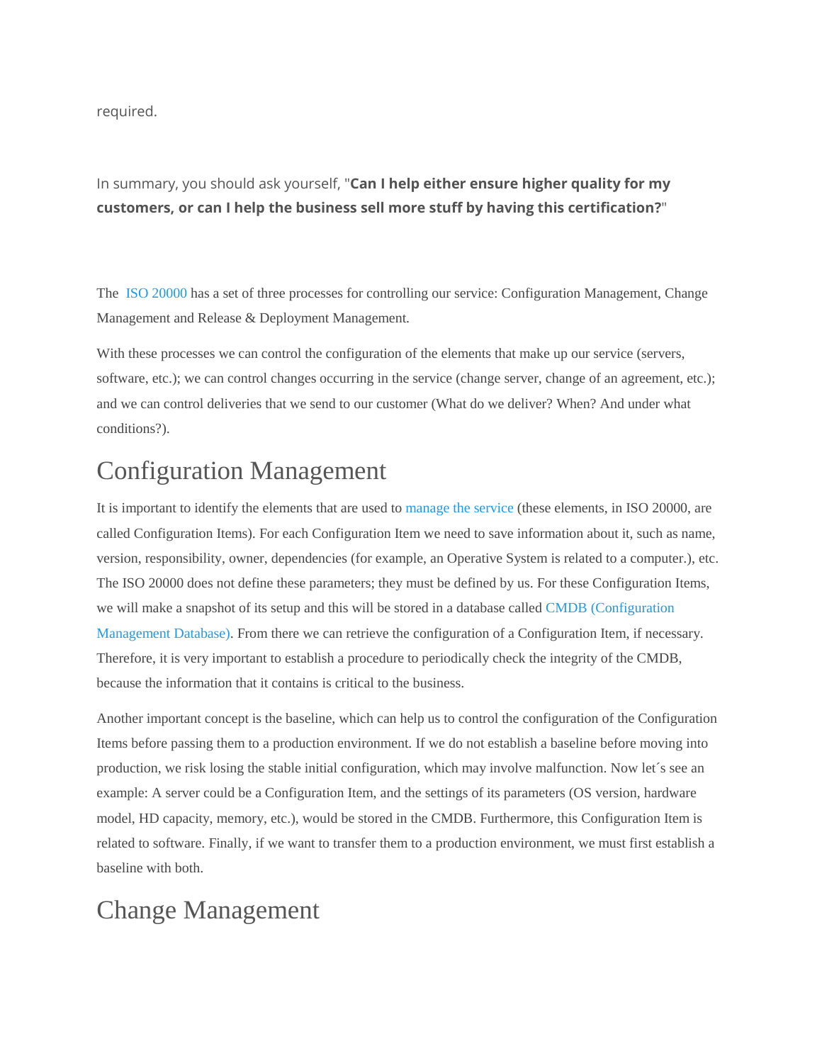required.

In summary, you should ask yourself, "**Can I help either ensure higher quality for my customers, or can I help the business sell more stuff by having this certification?**"

The ISO 20000 has a set of three processes for controlling our service: Configuration Management, Change Management and Release & Deployment Management.

With these processes we can control the configuration of the elements that make up our service (servers, software, etc.); we can control changes occurring in the service (change server, change of an agreement, etc.); and we can control deliveries that we send to our customer (What do we deliver? When? And under what conditions?).

## Configuration Management

It is important to identify the elements that are used to manage the service (these elements, in ISO 20000, are called Configuration Items). For each Configuration Item we need to save information about it, such as name, version, responsibility, owner, dependencies (for example, an Operative System is related to a computer.), etc. The ISO 20000 does not define these parameters; they must be defined by us. For these Configuration Items, we will make a snapshot of its setup and this will be stored in a database called CMDB (Configuration Management Database). From there we can retrieve the configuration of a Configuration Item, if necessary. Therefore, it is very important to establish a procedure to periodically check the integrity of the CMDB, because the information that it contains is critical to the business.

Another important concept is the baseline, which can help us to control the configuration of the Configuration Items before passing them to a production environment. If we do not establish a baseline before moving into production, we risk losing the stable initial configuration, which may involve malfunction. Now let´s see an example: A server could be a Configuration Item, and the settings of its parameters (OS version, hardware model, HD capacity, memory, etc.), would be stored in the CMDB. Furthermore, this Configuration Item is related to software. Finally, if we want to transfer them to a production environment, we must first establish a baseline with both.

## Change Management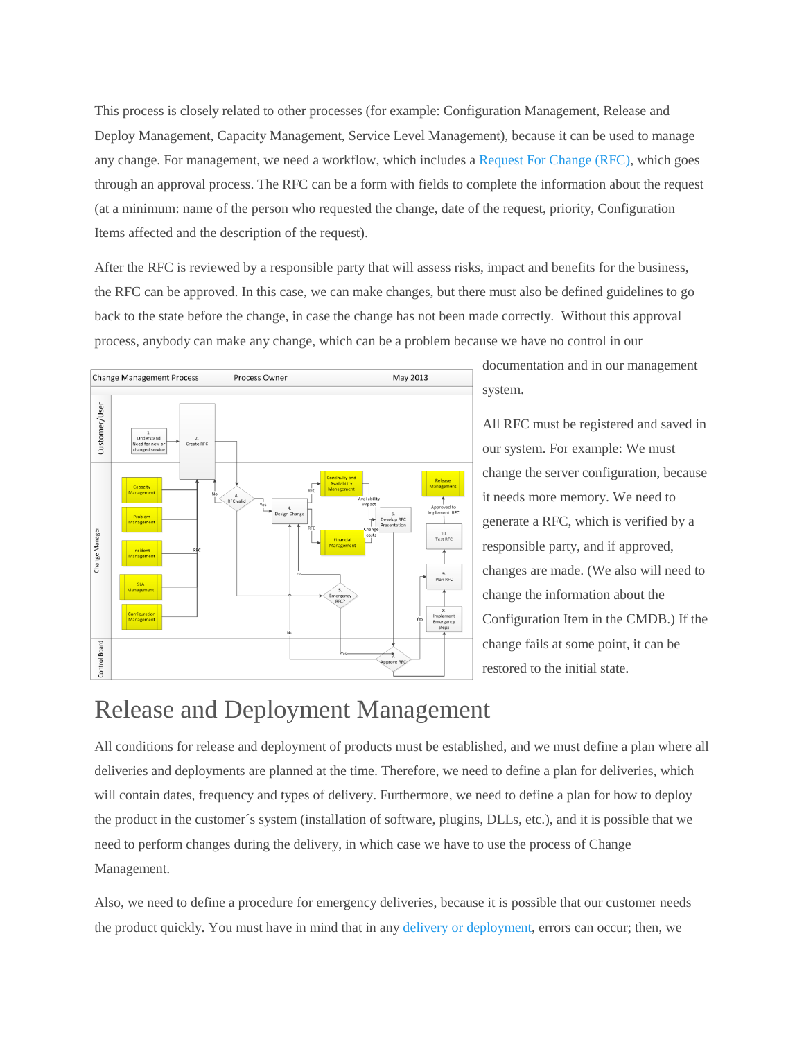This process is closely related to other processes (for example: Configuration Management, Release and Deploy Management, Capacity Management, Service Level Management), because it can be used to manage any change. For management, we need a workflow, which includes a Request For Change (RFC), which goes through an approval process. The RFC can be a form with fields to complete the information about the request (at a minimum: name of the person who requested the change, date of the request, priority, Configuration Items affected and the description of the request).

After the RFC is reviewed by a responsible party that will assess risks, impact and benefits for the business, the RFC can be approved. In this case, we can make changes, but there must also be defined guidelines to go back to the state before the change, in case the change has not been made correctly. Without this approval process, anybody can make any change, which can be a problem because we have no control in our documentation and in our management system.

All RFC must be registered and saved in our system. For example: We must change the server configuration, because it needs more memory. We need to generate a RFC, which is verified by a responsible party, and if approved, changes are made. (We also will need to change the information about the Configuration Item in the CMDB.) If the change fails at some point, it can be restored to the initial state.

# Release and Deployment Management

All conditions for release and deployment of products must be established, and we must define a plan where all deliveries and deployments are planned at the time. Therefore, we need to define a plan for deliveries, which will contain dates, frequency and types of delivery. Furthermore, we need to define a plan for how to deploy the product in the customer´s system (installation of software, plugins, DLLs, etc.), and it is possible that we need to perform changes during the delivery, in which case we have to use the process of Change Management.

Also, we need to define a procedure for emergency deliveries, because it is possible that our customer needs the product quickly. You must have in mind that in any delivery or deployment, errors can occur; then, we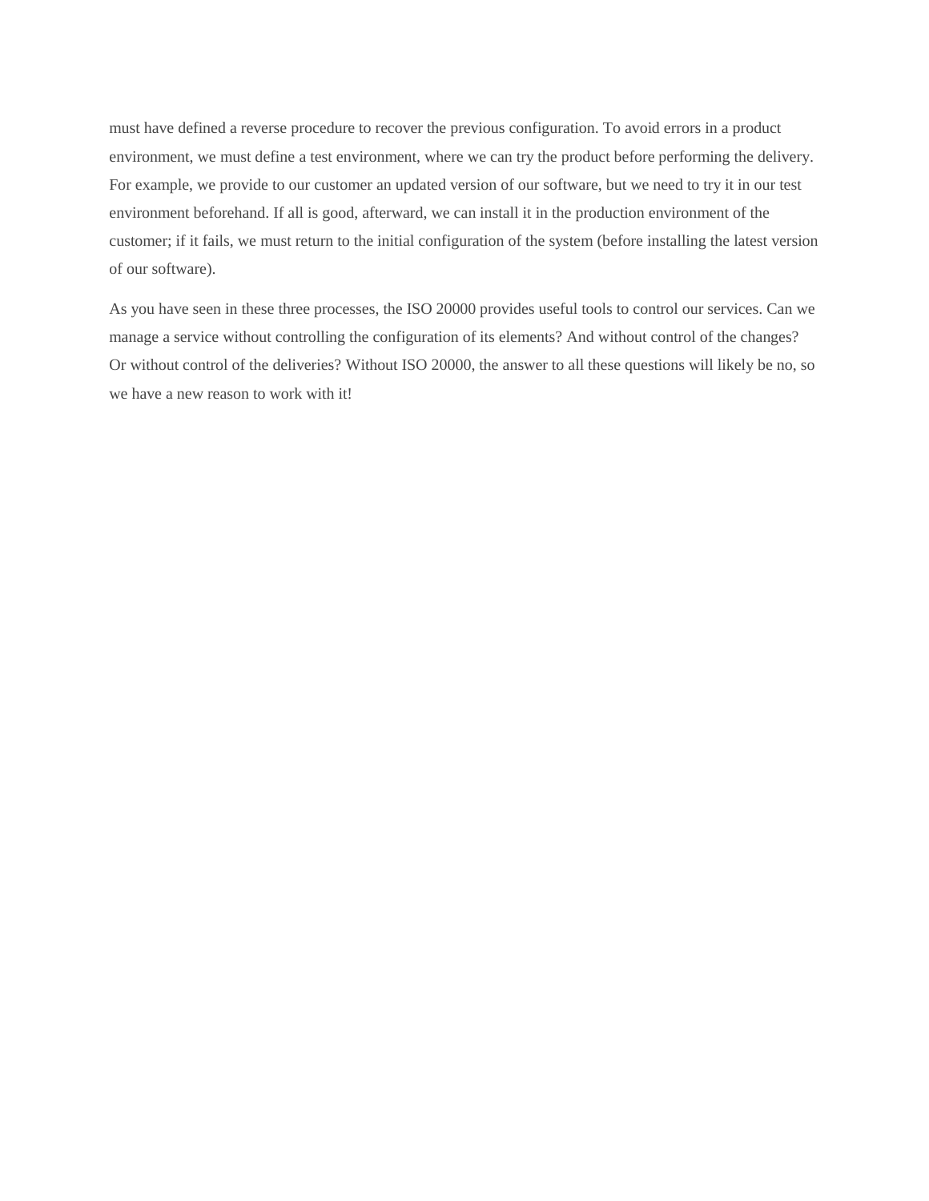must have defined a reverse procedure to recover the previous configuration. To avoid errors in a product environment, we must define a test environment, where we can try the product before performing the delivery. For example, we provide to our customer an updated version of our software, but we need to try it in our test environment beforehand. If all is good, afterward, we can install it in the production environment of the customer; if it fails, we must return to the initial configuration of the system (before installing the latest version of our software).

As you have seen in these three processes, the ISO 20000 provides useful tools to control our services. Can we manage a service without controlling the configuration of its elements? And without control of the changes? Or without control of the deliveries? Without ISO 20000, the answer to all these questions will likely be no, so we have a new reason to work with it!